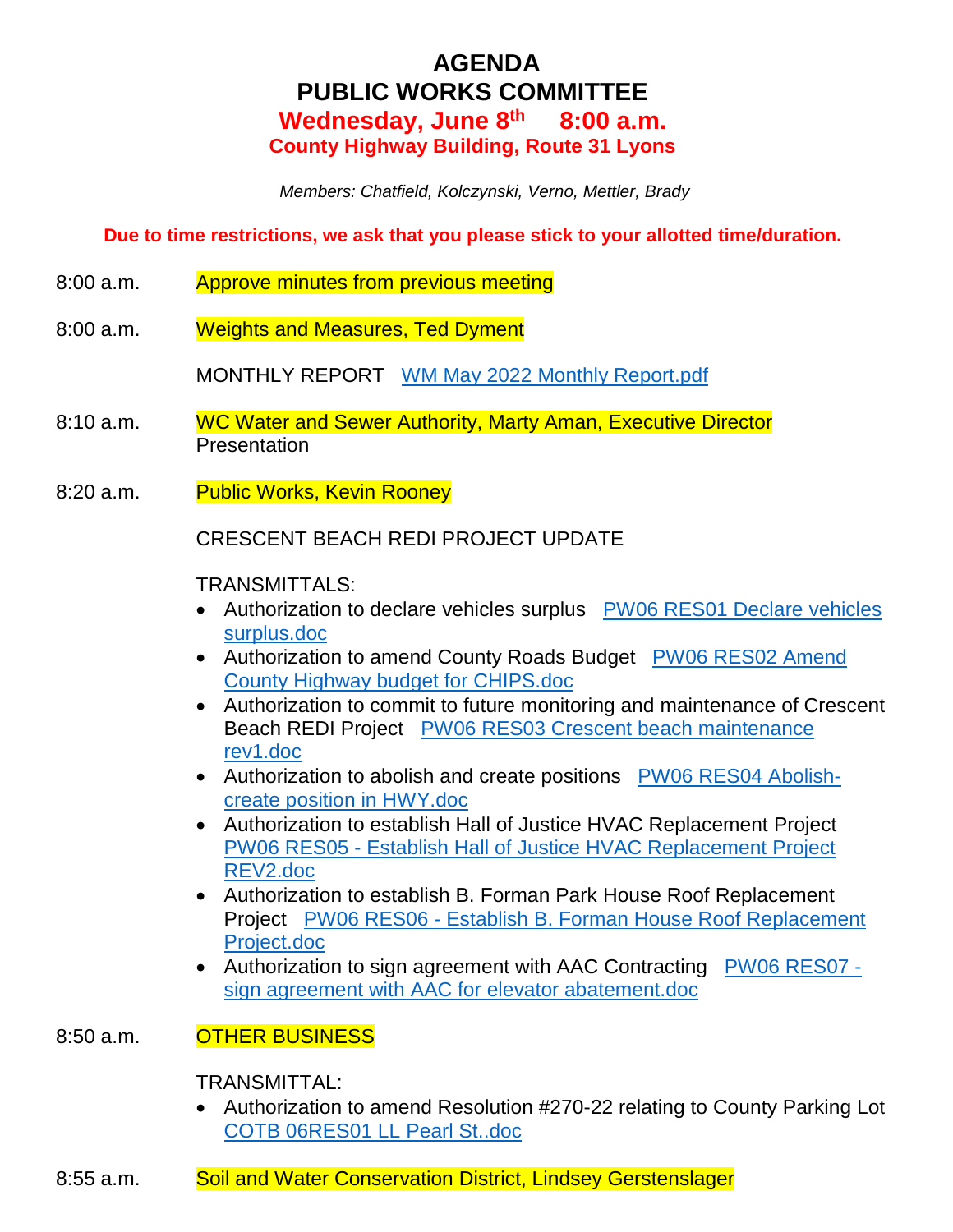# AGENDA
# PUBLIC WORKS COMMITTEE
## Wednesday, June 8th 8:00 a.m.
### County Highway Building, Route 31 Lyons

*Members: Chatfield, Kolczynski, Verno, Mettler, Brady*

**Due to time restrictions, we ask that you please stick to your allotted time/duration.**

8:00 a.m. Approve minutes from previous meeting

8:00 a.m. Weights and Measures, Ted Dyment

MONTHLY REPORT WM May 2022 Monthly Report.pdf

8:10 a.m. WC Water and Sewer Authority, Marty Aman, Executive Director
Presentation

8:20 a.m. Public Works, Kevin Rooney

CRESCENT BEACH REDI PROJECT UPDATE

TRANSMITTALS:

- Authorization to declare vehicles surplus PW06 RES01 Declare vehicles surplus.doc
- Authorization to amend County Roads Budget PW06 RES02 Amend County Highway budget for CHIPS.doc
- Authorization to commit to future monitoring and maintenance of Crescent Beach REDI Project PW06 RES03 Crescent beach maintenance rev1.doc
- Authorization to abolish and create positions PW06 RES04 Abolish-create position in HWY.doc
- Authorization to establish Hall of Justice HVAC Replacement Project PW06 RES05 - Establish Hall of Justice HVAC Replacement Project REV2.doc
- Authorization to establish B. Forman Park House Roof Replacement Project PW06 RES06 - Establish B. Forman House Roof Replacement Project.doc
- Authorization to sign agreement with AAC Contracting PW06 RES07 - sign agreement with AAC for elevator abatement.doc

8:50 a.m. OTHER BUSINESS

TRANSMITTAL:

- Authorization to amend Resolution #270-22 relating to County Parking Lot COTB 06RES01 LL Pearl St..doc

8:55 a.m. Soil and Water Conservation District, Lindsey Gerstenslager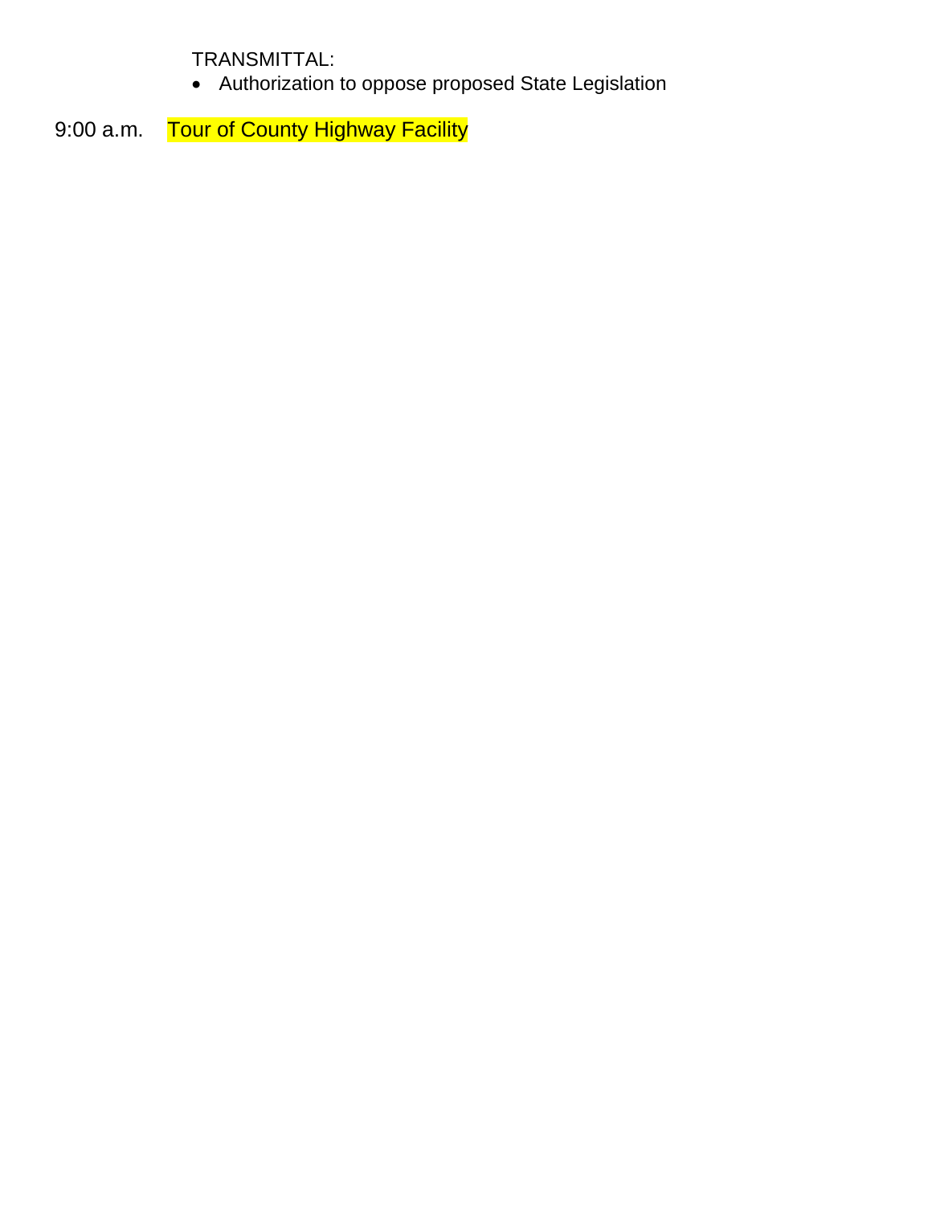TRANSMITTAL:

- Authorization to oppose proposed State Legislation

9:00 a.m. Tour of County Highway Facility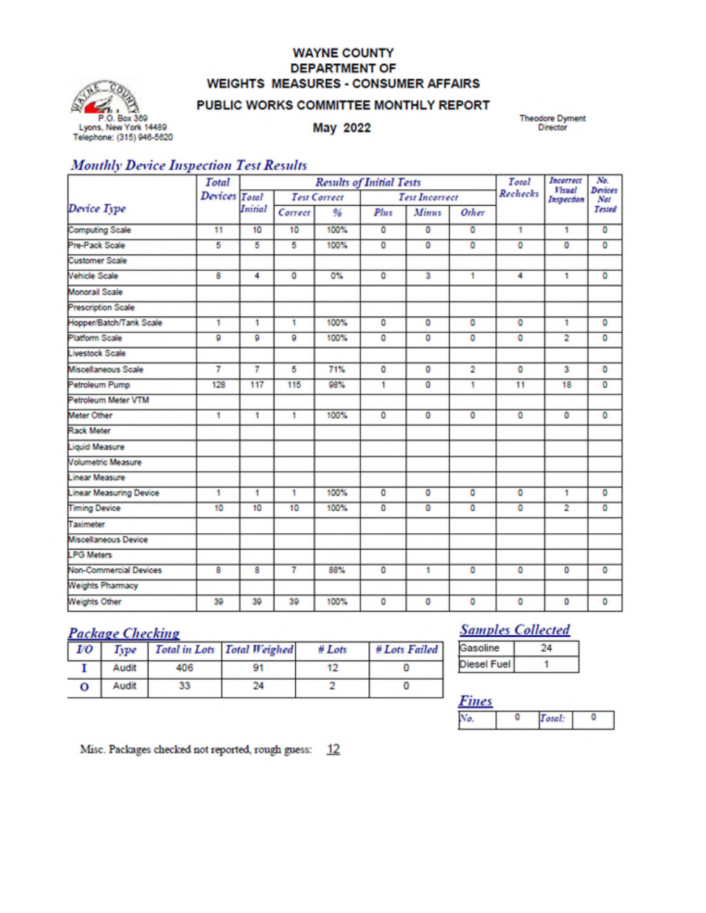# WAYNE COUNTY DEPARTMENT OF WEIGHTS MEASURES - CONSUMER AFFAIRS

## PUBLIC WORKS COMMITTEE MONTHLY REPORT

P.O. Box 369
Lyons, New York 14489
Telephone: (315) 946-5620

**May 2022**

Theodore Dyment
Director

## *Monthly Device Inspection Test Results*

| Device Type | Total Devices | Results of Initial Tests | | | | | | Total Rechecks | Incorrect Visual Inspection | No. Devices Not Tested |
|---|---|---|---|---|---|---|---|---|---|---|
| | | Total Initial | Test Correct | | Test Incorrect | | | | | |
| | | | Correct | % | Plus | Minus | Other | | | |
| Computing Scale | 11 | 10 | 10 | 100% | 0 | 0 | 0 | 1 | 1 | 0 |
| Pre-Pack Scale | 5 | 5 | 5 | 100% | 0 | 0 | 0 | 0 | 0 | 0 |
| Customer Scale | | | | | | | | | | |
| Vehicle Scale | 8 | 4 | 0 | 0% | 0 | 3 | 1 | 4 | 1 | 0 |
| Monorail Scale | | | | | | | | | | |
| Prescription Scale | | | | | | | | | | |
| Hopper/Batch/Tank Scale | 1 | 1 | 1 | 100% | 0 | 0 | 0 | 0 | 1 | 0 |
| Platform Scale | 9 | 9 | 9 | 100% | 0 | 0 | 0 | 0 | 2 | 0 |
| Livestock Scale | | | | | | | | | | |
| Miscellaneous Scale | 7 | 7 | 5 | 71% | 0 | 0 | 2 | 0 | 3 | 0 |
| Petroleum Pump | 128 | 117 | 115 | 98% | 1 | 0 | 1 | 11 | 18 | 0 |
| Petroleum Meter VTM | | | | | | | | | | |
| Meter Other | 1 | 1 | 1 | 100% | 0 | 0 | 0 | 0 | 0 | 0 |
| Rack Meter | | | | | | | | | | |
| Liquid Measure | | | | | | | | | | |
| Volumetric Measure | | | | | | | | | | |
| Linear Measure | | | | | | | | | | |
| Linear Measuring Device | 1 | 1 | 1 | 100% | 0 | 0 | 0 | 0 | 1 | 0 |
| Timing Device | 10 | 10 | 10 | 100% | 0 | 0 | 0 | 0 | 2 | 0 |
| Taximeter | | | | | | | | | | |
| Miscellaneous Device | | | | | | | | | | |
| LPG Meters | | | | | | | | | | |
| Non-Commercial Devices | 8 | 8 | 7 | 88% | 0 | 1 | 0 | 0 | 0 | 0 |
| Weights Pharmacy | | | | | | | | | | |
| Weights Other | 39 | 39 | 39 | 100% | 0 | 0 | 0 | 0 | 0 | 0 |

## *Package Checking*

| I/O | Type | Total in Lots | Total Weighed | # Lots | # Lots Failed |
|---|---|---|---|---|---|
| I | Audit | 406 | 91 | 12 | 0 |
| O | Audit | 33 | 24 | 2 | 0 |

## *Samples Collected*

| | |
|---|---|
| Gasoline | 24 |
| Diesel Fuel | 1 |

## *Fines*

| No. | 0 | Total: | 0 |
|---|---|---|---|

Misc. Packages checked not reported, rough guess: 12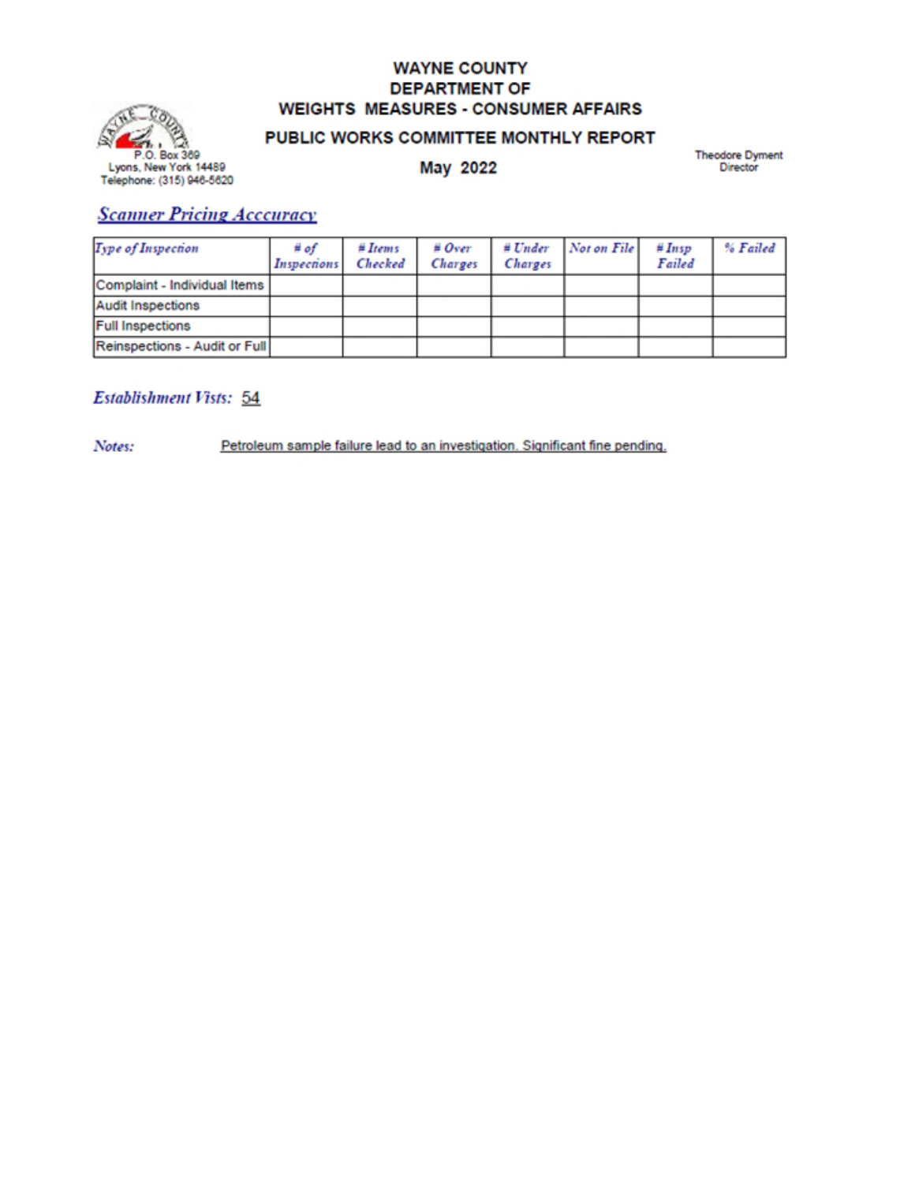# WAYNE COUNTY
# DEPARTMENT OF
# WEIGHTS MEASURES - CONSUMER AFFAIRS

## PUBLIC WORKS COMMITTEE MONTHLY REPORT

P.O. Box 369
Lyons, New York 14489
Telephone: (315) 946-5620

**May 2022**

Theodore Dyment
Director

## *Scanner Pricing Acccuracy*

| *Type of Inspection* | *# of Inspections* | *# Items Checked* | *# Over Charges* | *# Under Charges* | *Not on File* | *# Insp Failed* | *% Failed* |
|---|---|---|---|---|---|---|---|
| Complaint - Individual Items | | | | | | | |
| Audit Inspections | | | | | | | |
| Full Inspections | | | | | | | |
| Reinspections - Audit or Full | | | | | | | |

***Establishment Visits:*** 54

***Notes:*** Petroleum sample failure lead to an investigation. Significant fine pending.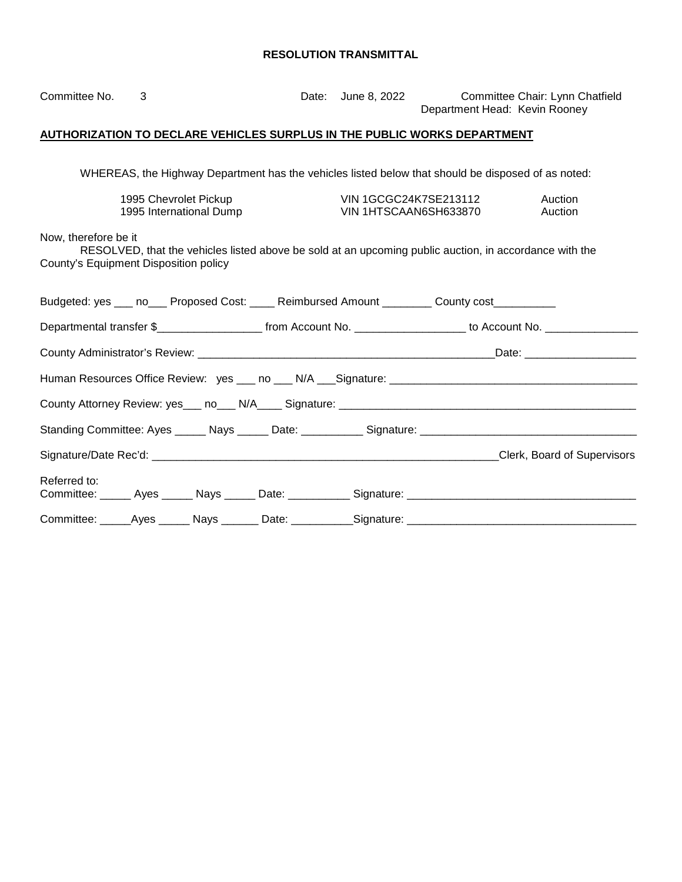**RESOLUTION TRANSMITTAL**

Committee No. 3 Date: June 8, 2022 Committee Chair: Lynn Chatfield
Department Head: Kevin Rooney

**AUTHORIZATION TO DECLARE VEHICLES SURPLUS IN THE PUBLIC WORKS DEPARTMENT**

WHEREAS, the Highway Department has the vehicles listed below that should be disposed of as noted:

| | | |
|---|---|---|
| 1995 Chevrolet Pickup | VIN 1GCGC24K7SE213112 | Auction |
| 1995 International Dump | VIN 1HTSCAAN6SH633870 | Auction |

Now, therefore be it

RESOLVED, that the vehicles listed above be sold at an upcoming public auction, in accordance with the County's Equipment Disposition policy

Budgeted: yes ___ no___ Proposed Cost: ____ Reimbursed Amount ________ County cost__________

Departmental transfer $_________________ from Account No. __________________ to Account No. _______________

County Administrator's Review: __________________________________________________Date: __________________

Human Resources Office Review: yes ___ no ___ N/A ___Signature: ________________________________________

County Attorney Review: yes___ no___ N/A____ Signature: _________________________________________________

Standing Committee: Ayes _____ Nays _____ Date: __________ Signature: __________________________________

Signature/Date Rec'd: _________________________________________________________Clerk, Board of Supervisors

Referred to:
Committee: _____ Ayes _____ Nays _____ Date: __________ Signature: ____________________________________

Committee: _____Ayes _____ Nays ______ Date: __________Signature: ____________________________________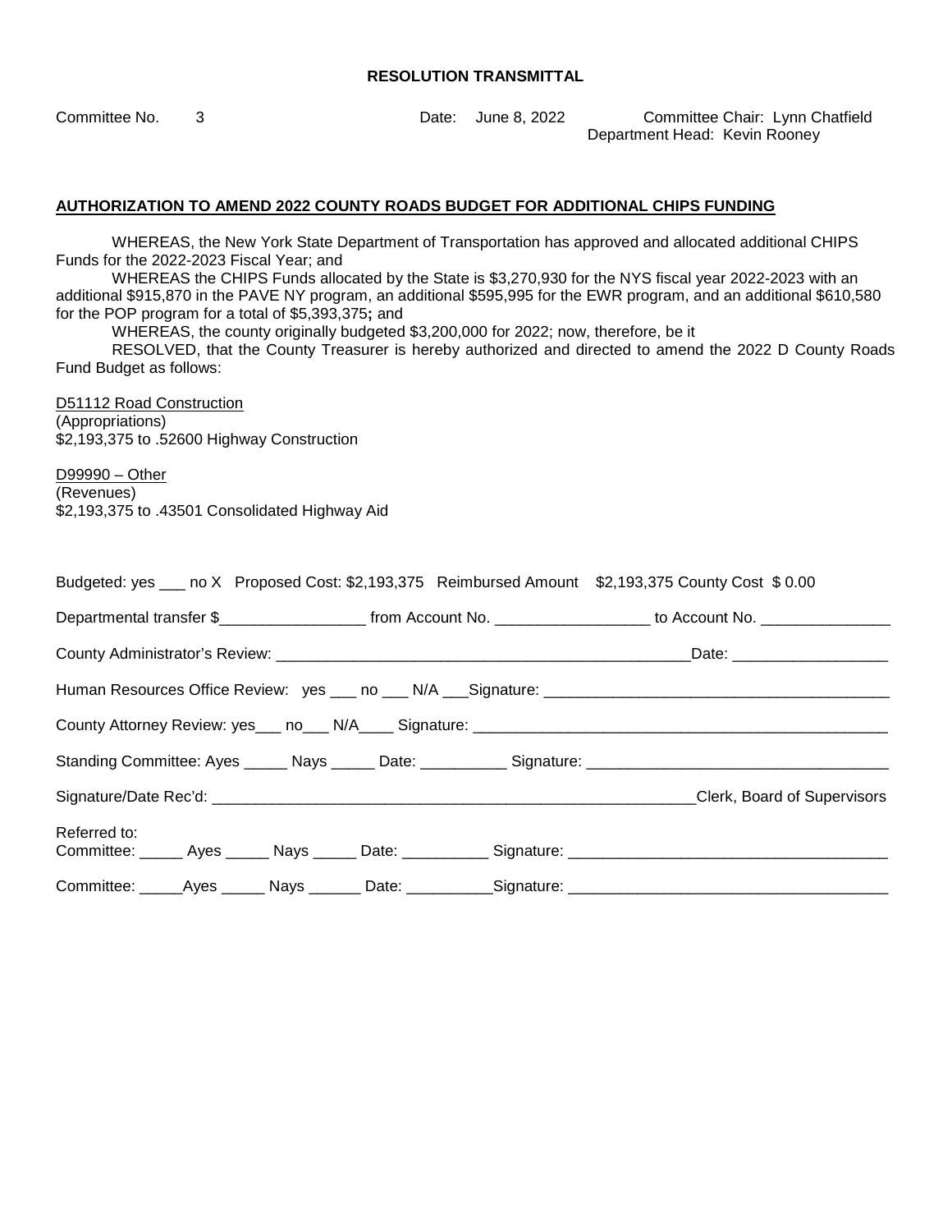**RESOLUTION TRANSMITTAL**

Committee No. 3 Date: June 8, 2022 Committee Chair: Lynn Chatfield
Department Head: Kevin Rooney

**AUTHORIZATION TO AMEND 2022 COUNTY ROADS BUDGET FOR ADDITIONAL CHIPS FUNDING**

WHEREAS, the New York State Department of Transportation has approved and allocated additional CHIPS Funds for the 2022-2023 Fiscal Year; and

WHEREAS the CHIPS Funds allocated by the State is $3,270,930 for the NYS fiscal year 2022-2023 with an additional $915,870 in the PAVE NY program, an additional $595,995 for the EWR program, and an additional $610,580 for the POP program for a total of $5,393,375**;** and

WHEREAS, the county originally budgeted $3,200,000 for 2022; now, therefore, be it

RESOLVED, that the County Treasurer is hereby authorized and directed to amend the 2022 D County Roads Fund Budget as follows:

D51112 Road Construction
(Appropriations)
$2,193,375 to .52600 Highway Construction

D99990 – Other
(Revenues)
$2,193,375 to .43501 Consolidated Highway Aid

Budgeted: yes ___ no X Proposed Cost: $2,193,375 Reimbursed Amount $2,193,375 County Cost $ 0.00

Departmental transfer $_________________ from Account No. __________________ to Account No. _______________

County Administrator's Review: __________________________________________________Date: __________________

Human Resources Office Review: yes ___ no ___ N/A ___Signature: ________________________________________

County Attorney Review: yes___ no___ N/A____ Signature: _________________________________________________

Standing Committee: Ayes _____ Nays _____ Date: __________ Signature: ___________________________________

Signature/Date Rec'd: __________________________________________________________Clerk, Board of Supervisors

Referred to:
Committee: _____ Ayes _____ Nays _____ Date: __________ Signature: ____________________________________

Committee: _____Ayes _____ Nays ______ Date: __________Signature: ____________________________________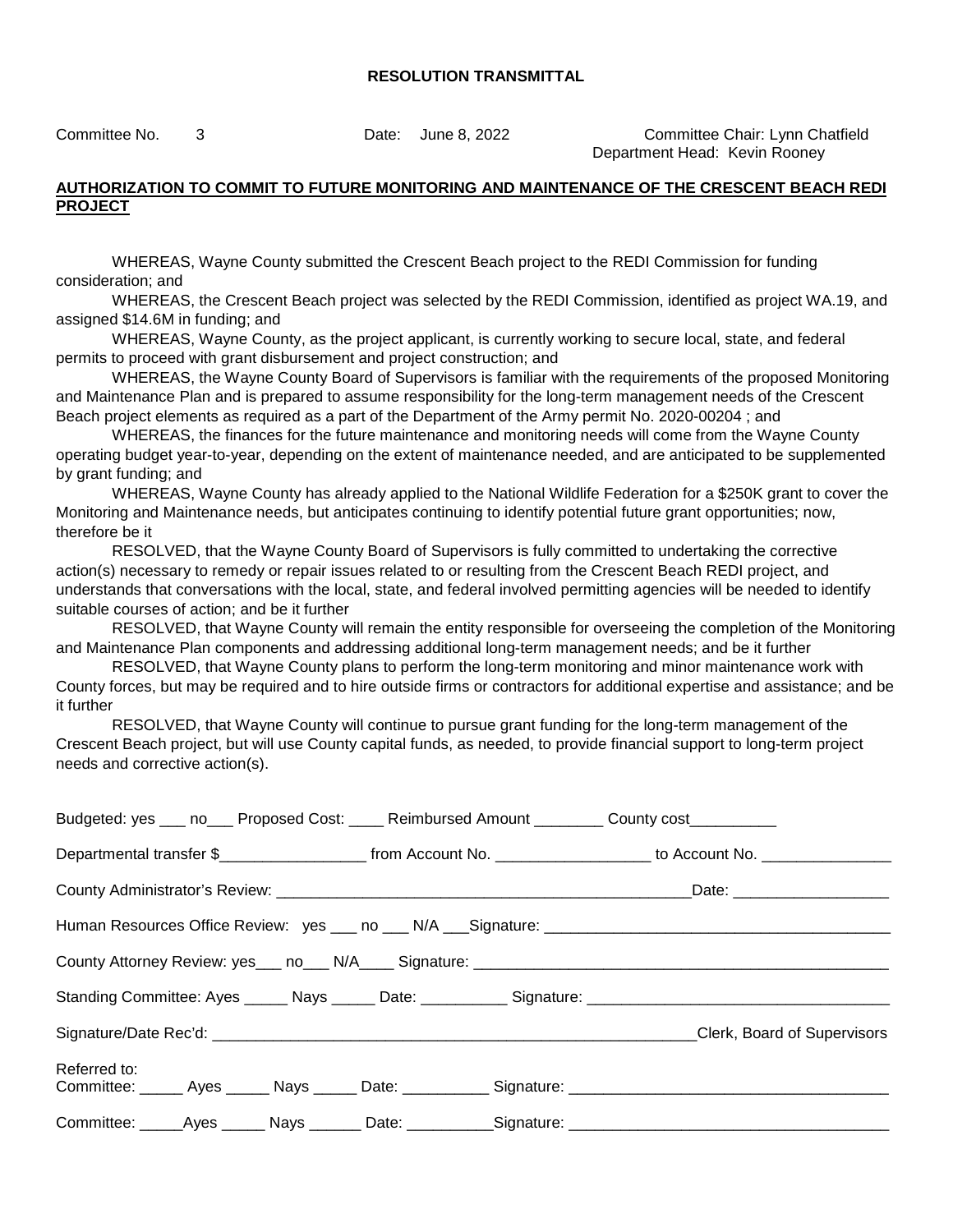**RESOLUTION TRANSMITTAL**

Committee No. 3 Date: June 8, 2022 Committee Chair: Lynn Chatfield
Department Head: Kevin Rooney

**AUTHORIZATION TO COMMIT TO FUTURE MONITORING AND MAINTENANCE OF THE CRESCENT BEACH REDI PROJECT**

WHEREAS, Wayne County submitted the Crescent Beach project to the REDI Commission for funding consideration; and

WHEREAS, the Crescent Beach project was selected by the REDI Commission, identified as project WA.19, and assigned $14.6M in funding; and

WHEREAS, Wayne County, as the project applicant, is currently working to secure local, state, and federal permits to proceed with grant disbursement and project construction; and

WHEREAS, the Wayne County Board of Supervisors is familiar with the requirements of the proposed Monitoring and Maintenance Plan and is prepared to assume responsibility for the long-term management needs of the Crescent Beach project elements as required as a part of the Department of the Army permit No. 2020-00204 ; and

WHEREAS, the finances for the future maintenance and monitoring needs will come from the Wayne County operating budget year-to-year, depending on the extent of maintenance needed, and are anticipated to be supplemented by grant funding; and

WHEREAS, Wayne County has already applied to the National Wildlife Federation for a $250K grant to cover the Monitoring and Maintenance needs, but anticipates continuing to identify potential future grant opportunities; now, therefore be it

RESOLVED, that the Wayne County Board of Supervisors is fully committed to undertaking the corrective action(s) necessary to remedy or repair issues related to or resulting from the Crescent Beach REDI project, and understands that conversations with the local, state, and federal involved permitting agencies will be needed to identify suitable courses of action; and be it further

RESOLVED, that Wayne County will remain the entity responsible for overseeing the completion of the Monitoring and Maintenance Plan components and addressing additional long-term management needs; and be it further

RESOLVED, that Wayne County plans to perform the long-term monitoring and minor maintenance work with County forces, but may be required and to hire outside firms or contractors for additional expertise and assistance; and be it further

RESOLVED, that Wayne County will continue to pursue grant funding for the long-term management of the Crescent Beach project, but will use County capital funds, as needed, to provide financial support to long-term project needs and corrective action(s).

Budgeted: yes ___ no___ Proposed Cost: ____ Reimbursed Amount ________ County cost__________

Departmental transfer $_________________ from Account No. __________________ to Account No. _______________

County Administrator's Review: __________________________________________________Date: __________________

Human Resources Office Review: yes ___ no ___ N/A ___Signature: ________________________________________

County Attorney Review: yes___ no___ N/A____ Signature: ________________________________________________

Standing Committee: Ayes _____ Nays _____ Date: __________ Signature: ___________________________________

Signature/Date Rec'd: __________________________________________________________Clerk, Board of Supervisors

Referred to:
Committee: _____ Ayes _____ Nays _____ Date: __________ Signature: ____________________________________

Committee: _____Ayes _____ Nays ______ Date: __________Signature: ____________________________________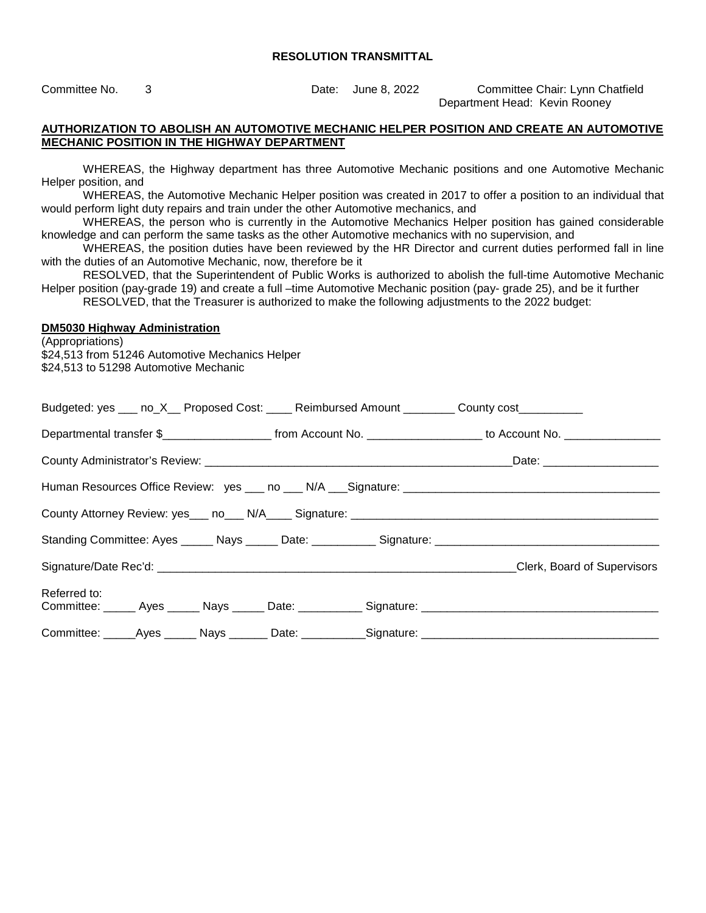**RESOLUTION TRANSMITTAL**

Committee No. 3 &nbsp;&nbsp;&nbsp;&nbsp; Date: June 8, 2022 &nbsp;&nbsp;&nbsp;&nbsp; Committee Chair: Lynn Chatfield
Department Head: Kevin Rooney

**AUTHORIZATION TO ABOLISH AN AUTOMOTIVE MECHANIC HELPER POSITION AND CREATE AN AUTOMOTIVE MECHANIC POSITION IN THE HIGHWAY DEPARTMENT**

WHEREAS, the Highway department has three Automotive Mechanic positions and one Automotive Mechanic Helper position, and

WHEREAS, the Automotive Mechanic Helper position was created in 2017 to offer a position to an individual that would perform light duty repairs and train under the other Automotive mechanics, and

WHEREAS, the person who is currently in the Automotive Mechanics Helper position has gained considerable knowledge and can perform the same tasks as the other Automotive mechanics with no supervision, and

WHEREAS, the position duties have been reviewed by the HR Director and current duties performed fall in line with the duties of an Automotive Mechanic, now, therefore be it

RESOLVED, that the Superintendent of Public Works is authorized to abolish the full-time Automotive Mechanic Helper position (pay-grade 19) and create a full –time Automotive Mechanic position (pay- grade 25), and be it further

RESOLVED, that the Treasurer is authorized to make the following adjustments to the 2022 budget:

**DM5030 Highway Administration**
(Appropriations)
$24,513 from 51246 Automotive Mechanics Helper
$24,513 to 51298 Automotive Mechanic

Budgeted: yes ___ no_X__ Proposed Cost: ____ Reimbursed Amount ________ County cost__________

Departmental transfer $_________________ from Account No. __________________ to Account No. _______________

County Administrator's Review: ________________________________________________Date: __________________

Human Resources Office Review: yes ___ no ___ N/A ___Signature: ________________________________________

County Attorney Review: yes___ no___ N/A____ Signature: _________________________________________________

Standing Committee: Ayes _____ Nays _____ Date: __________ Signature: __________________________________

Signature/Date Rec'd: __________________________________________________________Clerk, Board of Supervisors

Referred to:
Committee: _____ Ayes _____ Nays _____ Date: __________ Signature: ____________________________________

Committee: _____Ayes _____ Nays ______ Date: __________Signature: ____________________________________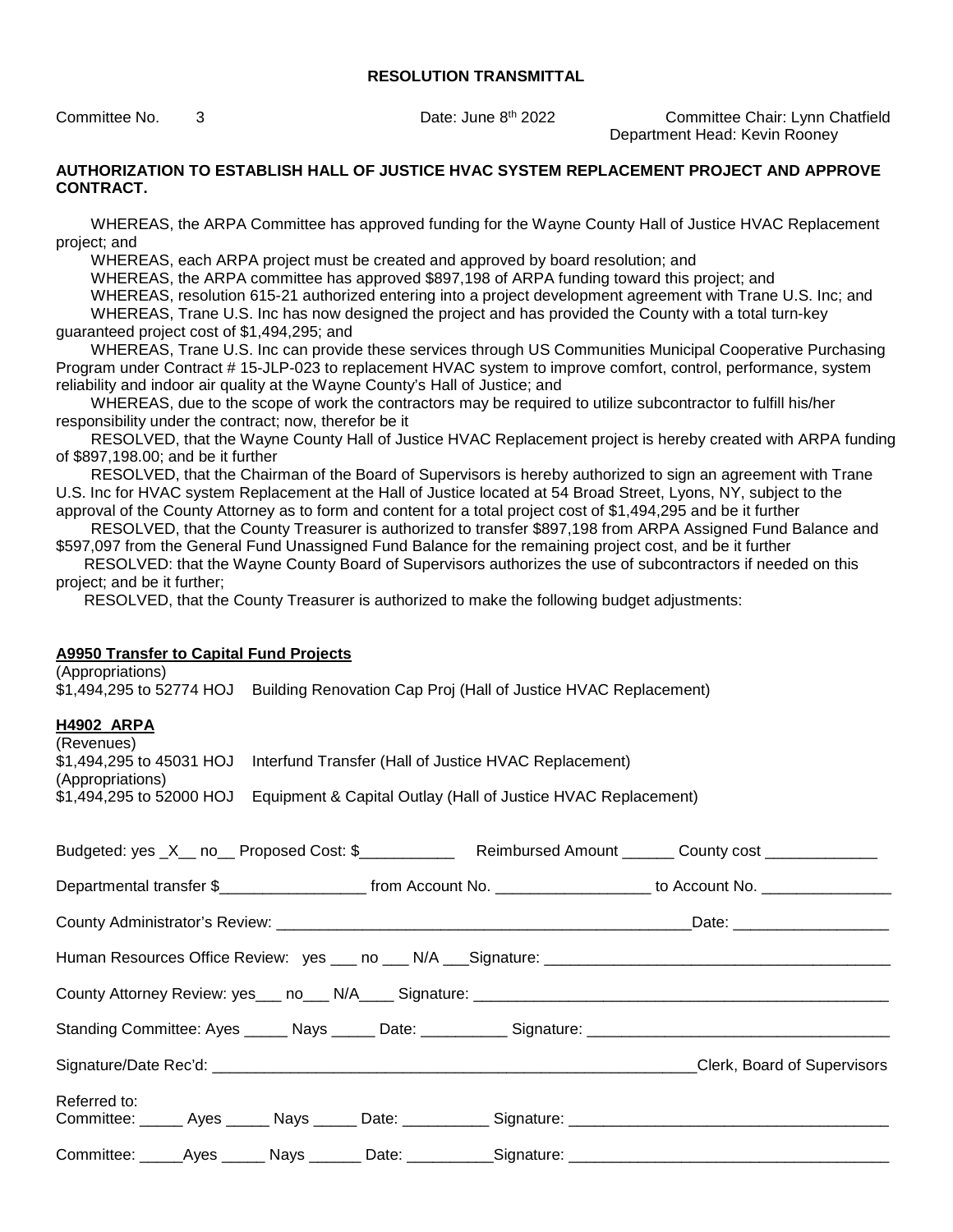**RESOLUTION TRANSMITTAL**

Committee No. 3 Date: June 8th 2022 Committee Chair: Lynn Chatfield
Department Head: Kevin Rooney

**AUTHORIZATION TO ESTABLISH HALL OF JUSTICE HVAC SYSTEM REPLACEMENT PROJECT AND APPROVE CONTRACT.**

WHEREAS, the ARPA Committee has approved funding for the Wayne County Hall of Justice HVAC Replacement project; and

WHEREAS, each ARPA project must be created and approved by board resolution; and

WHEREAS, the ARPA committee has approved $897,198 of ARPA funding toward this project; and

WHEREAS, resolution 615-21 authorized entering into a project development agreement with Trane U.S. Inc; and

WHEREAS, Trane U.S. Inc has now designed the project and has provided the County with a total turn-key guaranteed project cost of $1,494,295; and

WHEREAS, Trane U.S. Inc can provide these services through US Communities Municipal Cooperative Purchasing Program under Contract # 15-JLP-023 to replacement HVAC system to improve comfort, control, performance, system reliability and indoor air quality at the Wayne County's Hall of Justice; and

WHEREAS, due to the scope of work the contractors may be required to utilize subcontractor to fulfill his/her responsibility under the contract; now, therefor be it

RESOLVED, that the Wayne County Hall of Justice HVAC Replacement project is hereby created with ARPA funding of $897,198.00; and be it further

RESOLVED, that the Chairman of the Board of Supervisors is hereby authorized to sign an agreement with Trane U.S. Inc for HVAC system Replacement at the Hall of Justice located at 54 Broad Street, Lyons, NY, subject to the approval of the County Attorney as to form and content for a total project cost of $1,494,295 and be it further

RESOLVED, that the County Treasurer is authorized to transfer $897,198 from ARPA Assigned Fund Balance and $597,097 from the General Fund Unassigned Fund Balance for the remaining project cost, and be it further

RESOLVED: that the Wayne County Board of Supervisors authorizes the use of subcontractors if needed on this project; and be it further;

RESOLVED, that the County Treasurer is authorized to make the following budget adjustments:

**A9950 Transfer to Capital Fund Projects**
(Appropriations)
$1,494,295 to 52774 HOJ Building Renovation Cap Proj (Hall of Justice HVAC Replacement)

**H4902 ARPA**
(Revenues)
$1,494,295 to 45031 HOJ Interfund Transfer (Hall of Justice HVAC Replacement)
(Appropriations)
$1,494,295 to 52000 HOJ Equipment & Capital Outlay (Hall of Justice HVAC Replacement)

Budgeted: yes _X__ no__ Proposed Cost: $___________ Reimbursed Amount ______ County cost _____________

Departmental transfer $_________________ from Account No. _________________ to Account No. _______________

County Administrator's Review: _________________________________________________Date: __________________

Human Resources Office Review: yes ___ no ___ N/A ___Signature: ________________________________________

County Attorney Review: yes___ no___ N/A____ Signature: _______________________________________________

Standing Committee: Ayes _____ Nays _____ Date: __________ Signature: __________________________________

Signature/Date Rec'd: _________________________________________________________Clerk, Board of Supervisors

Referred to:
Committee: _____ Ayes _____ Nays _____ Date: __________ Signature: ____________________________________

Committee: _____Ayes _____ Nays ______ Date: __________Signature: ____________________________________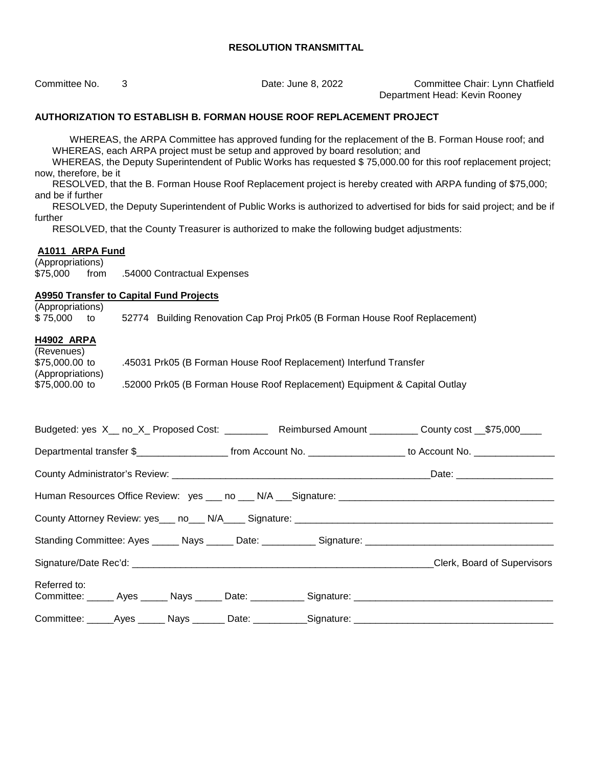**RESOLUTION TRANSMITTAL**

Committee No. 3 Date: June 8, 2022 Committee Chair: Lynn Chatfield
Department Head: Kevin Rooney

**AUTHORIZATION TO ESTABLISH B. FORMAN HOUSE ROOF REPLACEMENT PROJECT**

WHEREAS, the ARPA Committee has approved funding for the replacement of the B. Forman House roof; and
WHEREAS, each ARPA project must be setup and approved by board resolution; and
WHEREAS, the Deputy Superintendent of Public Works has requested $ 75,000.00 for this roof replacement project; now, therefore, be it
RESOLVED, that the B. Forman House Roof Replacement project is hereby created with ARPA funding of $75,000; and be if further
RESOLVED, the Deputy Superintendent of Public Works is authorized to advertised for bids for said project; and be if further
RESOLVED, that the County Treasurer is authorized to make the following budget adjustments:

**A1011 ARPA Fund**
(Appropriations)
$75,000 from .54000 Contractual Expenses

**A9950 Transfer to Capital Fund Projects**
(Appropriations)
$ 75,000 to 52774 Building Renovation Cap Proj Prk05 (B Forman House Roof Replacement)

**H4902 ARPA**
(Revenues)
$75,000.00 to .45031 Prk05 (B Forman House Roof Replacement) Interfund Transfer
(Appropriations)
$75,000.00 to .52000 Prk05 (B Forman House Roof Replacement) Equipment & Capital Outlay

Budgeted: yes X__ no_X_ Proposed Cost: ________ Reimbursed Amount _________ County cost __$75,000____

Departmental transfer $_________________ from Account No. _________________ to Account No. _______________

County Administrator's Review: _______________________________________________Date: __________________

Human Resources Office Review: yes ___ no ___ N/A ___Signature: _______________________________________

County Attorney Review: yes___ no___ N/A____ Signature: _______________________________________________

Standing Committee: Ayes _____ Nays _____ Date: __________ Signature: __________________________________

Signature/Date Rec'd: ________________________________________________________Clerk, Board of Supervisors

Referred to:
Committee: _____ Ayes _____ Nays _____ Date: __________ Signature: ___________________________________

Committee: _____Ayes _____ Nays ______ Date: __________Signature: ___________________________________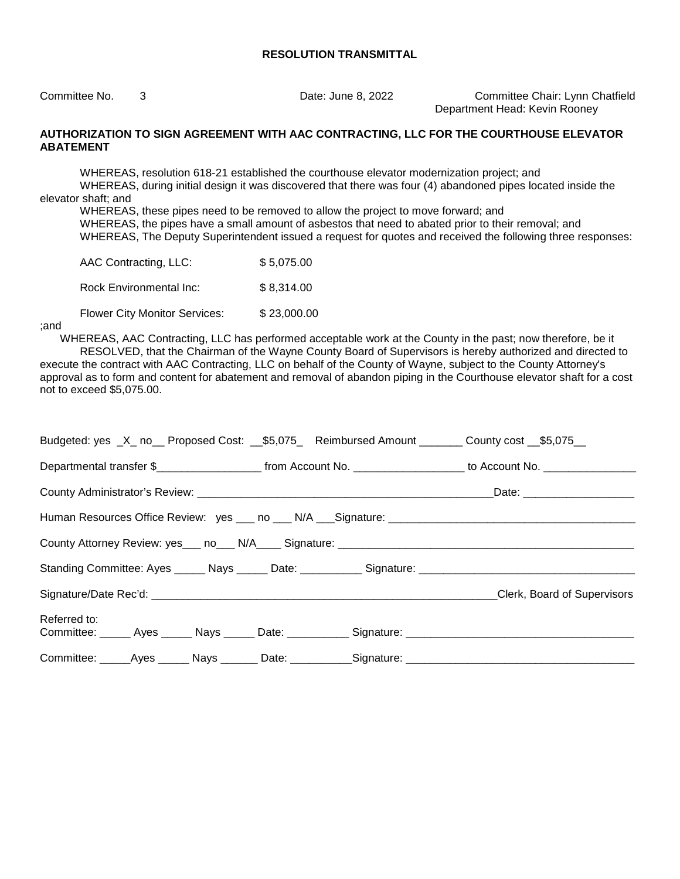**RESOLUTION TRANSMITTAL**

Committee No. 3 Date: June 8, 2022 Committee Chair: Lynn Chatfield
Department Head: Kevin Rooney

**AUTHORIZATION TO SIGN AGREEMENT WITH AAC CONTRACTING, LLC FOR THE COURTHOUSE ELEVATOR ABATEMENT**

WHEREAS, resolution 618-21 established the courthouse elevator modernization project; and
WHEREAS, during initial design it was discovered that there was four (4) abandoned pipes located inside the elevator shaft; and
WHEREAS, these pipes need to be removed to allow the project to move forward; and
WHEREAS, the pipes have a small amount of asbestos that need to abated prior to their removal; and
WHEREAS, The Deputy Superintendent issued a request for quotes and received the following three responses:

| | |
|---|---|
| AAC Contracting, LLC: | $ 5,075.00 |
| Rock Environmental Inc: | $ 8,314.00 |
| Flower City Monitor Services: | $ 23,000.00 |

;and
WHEREAS, AAC Contracting, LLC has performed acceptable work at the County in the past; now therefore, be it
RESOLVED, that the Chairman of the Wayne County Board of Supervisors is hereby authorized and directed to execute the contract with AAC Contracting, LLC on behalf of the County of Wayne, subject to the County Attorney's approval as to form and content for abatement and removal of abandon piping in the Courthouse elevator shaft for a cost not to exceed $5,075.00.

Budgeted: yes _X_ no__ Proposed Cost: __$5,075_ Reimbursed Amount _______ County cost __$5,075__

Departmental transfer $_________________ from Account No. __________________ to Account No. _______________

County Administrator's Review: _________________________________________________Date: __________________

Human Resources Office Review: yes ___ no ___ N/A ___Signature: ________________________________________

County Attorney Review: yes___ no___ N/A____ Signature: _________________________________________________

Standing Committee: Ayes _____ Nays _____ Date: __________ Signature: ___________________________________

Signature/Date Rec'd: _________________________________________________________Clerk, Board of Supervisors

Referred to:
Committee: _____ Ayes _____ Nays _____ Date: __________ Signature: ____________________________________

Committee: _____Ayes _____ Nays ______ Date: __________Signature: ____________________________________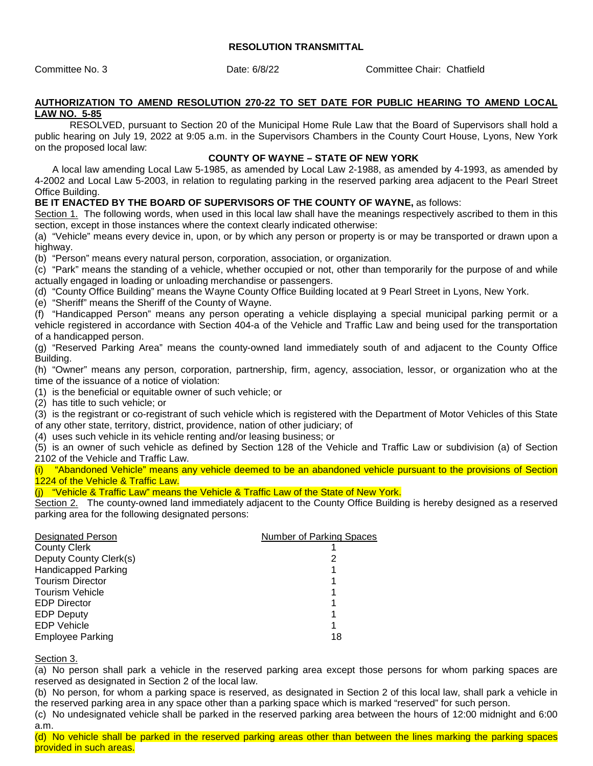**RESOLUTION TRANSMITTAL**

Committee No. 3 Date: 6/8/22 Committee Chair: Chatfield

**AUTHORIZATION TO AMEND RESOLUTION 270-22 TO SET DATE FOR PUBLIC HEARING TO AMEND LOCAL LAW NO. 5-85**

RESOLVED, pursuant to Section 20 of the Municipal Home Rule Law that the Board of Supervisors shall hold a public hearing on July 19, 2022 at 9:05 a.m. in the Supervisors Chambers in the County Court House, Lyons, New York on the proposed local law:

**COUNTY OF WAYNE – STATE OF NEW YORK**

A local law amending Local Law 5-1985, as amended by Local Law 2-1988, as amended by 4-1993, as amended by 4-2002 and Local Law 5-2003, in relation to regulating parking in the reserved parking area adjacent to the Pearl Street Office Building.

**BE IT ENACTED BY THE BOARD OF SUPERVISORS OF THE COUNTY OF WAYNE,** as follows:

Section 1. The following words, when used in this local law shall have the meanings respectively ascribed to them in this section, except in those instances where the context clearly indicated otherwise:

(a) "Vehicle" means every device in, upon, or by which any person or property is or may be transported or drawn upon a highway.

(b) "Person" means every natural person, corporation, association, or organization.

(c) "Park" means the standing of a vehicle, whether occupied or not, other than temporarily for the purpose of and while actually engaged in loading or unloading merchandise or passengers.

(d) "County Office Building" means the Wayne County Office Building located at 9 Pearl Street in Lyons, New York.

(e) "Sheriff" means the Sheriff of the County of Wayne.

(f) "Handicapped Person" means any person operating a vehicle displaying a special municipal parking permit or a vehicle registered in accordance with Section 404-a of the Vehicle and Traffic Law and being used for the transportation of a handicapped person.

(g) "Reserved Parking Area" means the county-owned land immediately south of and adjacent to the County Office Building.

(h) "Owner" means any person, corporation, partnership, firm, agency, association, lessor, or organization who at the time of the issuance of a notice of violation:

(1) is the beneficial or equitable owner of such vehicle; or

(2) has title to such vehicle; or

(3) is the registrant or co-registrant of such vehicle which is registered with the Department of Motor Vehicles of this State of any other state, territory, district, providence, nation of other judiciary; of

(4) uses such vehicle in its vehicle renting and/or leasing business; or

(5) is an owner of such vehicle as defined by Section 128 of the Vehicle and Traffic Law or subdivision (a) of Section 2102 of the Vehicle and Traffic Law.

(i) "Abandoned Vehicle" means any vehicle deemed to be an abandoned vehicle pursuant to the provisions of Section 1224 of the Vehicle & Traffic Law.

(j) "Vehicle & Traffic Law" means the Vehicle & Traffic Law of the State of New York.

Section 2. The county-owned land immediately adjacent to the County Office Building is hereby designed as a reserved parking area for the following designated persons:

| Designated Person | Number of Parking Spaces |
|---|---|
| County Clerk | 1 |
| Deputy County Clerk(s) | 2 |
| Handicapped Parking | 1 |
| Tourism Director | 1 |
| Tourism Vehicle | 1 |
| EDP Director | 1 |
| EDP Deputy | 1 |
| EDP Vehicle | 1 |
| Employee Parking | 18 |

Section 3.

(a) No person shall park a vehicle in the reserved parking area except those persons for whom parking spaces are reserved as designated in Section 2 of the local law.

(b) No person, for whom a parking space is reserved, as designated in Section 2 of this local law, shall park a vehicle in the reserved parking area in any space other than a parking space which is marked "reserved" for such person.

(c) No undesignated vehicle shall be parked in the reserved parking area between the hours of 12:00 midnight and 6:00 a.m.

(d) No vehicle shall be parked in the reserved parking areas other than between the lines marking the parking spaces provided in such areas.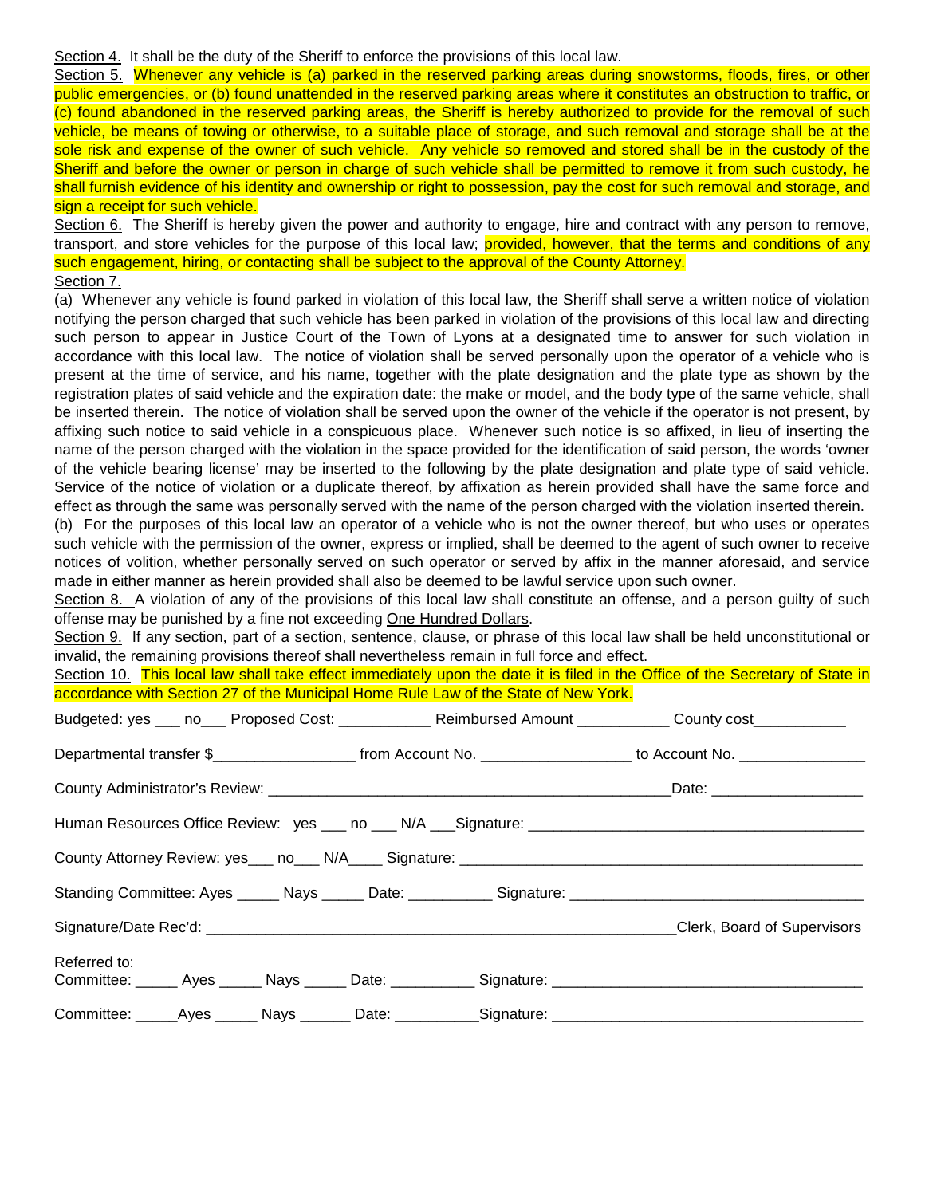Section 4. It shall be the duty of the Sheriff to enforce the provisions of this local law.

Section 5. Whenever any vehicle is (a) parked in the reserved parking areas during snowstorms, floods, fires, or other public emergencies, or (b) found unattended in the reserved parking areas where it constitutes an obstruction to traffic, or (c) found abandoned in the reserved parking areas, the Sheriff is hereby authorized to provide for the removal of such vehicle, be means of towing or otherwise, to a suitable place of storage, and such removal and storage shall be at the sole risk and expense of the owner of such vehicle. Any vehicle so removed and stored shall be in the custody of the Sheriff and before the owner or person in charge of such vehicle shall be permitted to remove it from such custody, he shall furnish evidence of his identity and ownership or right to possession, pay the cost for such removal and storage, and sign a receipt for such vehicle.

Section 6. The Sheriff is hereby given the power and authority to engage, hire and contract with any person to remove, transport, and store vehicles for the purpose of this local law; provided, however, that the terms and conditions of any such engagement, hiring, or contacting shall be subject to the approval of the County Attorney.

Section 7.

(a) Whenever any vehicle is found parked in violation of this local law, the Sheriff shall serve a written notice of violation notifying the person charged that such vehicle has been parked in violation of the provisions of this local law and directing such person to appear in Justice Court of the Town of Lyons at a designated time to answer for such violation in accordance with this local law. The notice of violation shall be served personally upon the operator of a vehicle who is present at the time of service, and his name, together with the plate designation and the plate type as shown by the registration plates of said vehicle and the expiration date: the make or model, and the body type of the same vehicle, shall be inserted therein. The notice of violation shall be served upon the owner of the vehicle if the operator is not present, by affixing such notice to said vehicle in a conspicuous place. Whenever such notice is so affixed, in lieu of inserting the name of the person charged with the violation in the space provided for the identification of said person, the words 'owner of the vehicle bearing license' may be inserted to the following by the plate designation and plate type of said vehicle. Service of the notice of violation or a duplicate thereof, by affixation as herein provided shall have the same force and effect as through the same was personally served with the name of the person charged with the violation inserted therein.

(b) For the purposes of this local law an operator of a vehicle who is not the owner thereof, but who uses or operates such vehicle with the permission of the owner, express or implied, shall be deemed to the agent of such owner to receive notices of volition, whether personally served on such operator or served by affix in the manner aforesaid, and service made in either manner as herein provided shall also be deemed to be lawful service upon such owner.

Section 8. A violation of any of the provisions of this local law shall constitute an offense, and a person guilty of such offense may be punished by a fine not exceeding One Hundred Dollars.

Section 9. If any section, part of a section, sentence, clause, or phrase of this local law shall be held unconstitutional or invalid, the remaining provisions thereof shall nevertheless remain in full force and effect.

Section 10. This local law shall take effect immediately upon the date it is filed in the Office of the Secretary of State in accordance with Section 27 of the Municipal Home Rule Law of the State of New York.

Budgeted: yes ___ no___ Proposed Cost: ___________ Reimbursed Amount ___________ County cost___________

Departmental transfer $_________________ from Account No. _________________ to Account No. _______________

County Administrator's Review: _________________________________________________Date: _________________

Human Resources Office Review: yes ___ no ___ N/A ___Signature: ________________________________________

County Attorney Review: yes___ no___ N/A____ Signature: ________________________________________________

Standing Committee: Ayes _____ Nays _____ Date: __________ Signature: ___________________________________

Signature/Date Rec'd: ________________________________________________________Clerk, Board of Supervisors

Referred to:

Committee: _____ Ayes _____ Nays _____ Date: __________ Signature: _____________________________________

Committee: _____Ayes _____ Nays ______ Date: __________Signature: _____________________________________